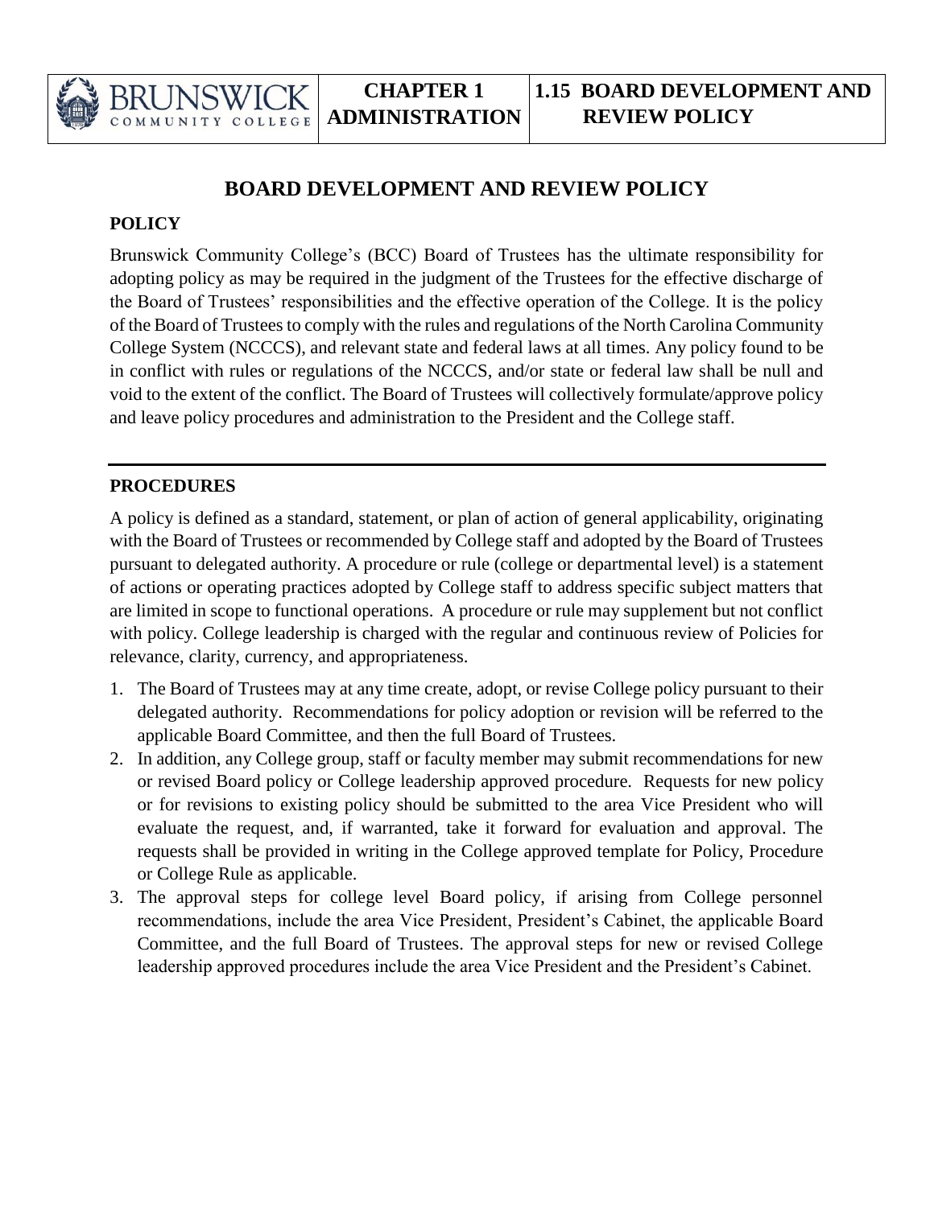# BOARD DEVELOPMENT AND REVIEW POLICY

## POLICY

Brunswick Community College's (BCC) Board of Trustees has the ultimate responsibility for adopting policy as may be required in the judgment of the Trustees for the effective discharge of the Board of Trustees' responsibilities and the effective operation of the College. It is the policy of the Board of Trustees to comply with the rules and regulations of the North Carolina Community College System (NCCCS), and relevant state and federal laws at all times. Any policy found to be in conflict with rules or regulations of the NCCCS, and/or state or federal law shall be null and void to the extent of the conflict. The Board of Trustees will collectively formulate/approve policy and leave policy procedures and administration to the President and the College staff.

---

## PROCEDURES

A policy is defined as a standard, statement, or plan of action of general applicability, originating with the Board of Trustees or recommended by College staff and adopted by the Board of Trustees pursuant to delegated authority. A procedure or rule (college or departmental level) is a statement of actions or operating practices adopted by College staff to address specific subject matters that are limited in scope to functional operations. A procedure or rule may supplement but not conflict with policy. College leadership is charged with the regular and continuous review of Policies for relevance, clarity, currency, and appropriateness.

1. The Board of Trustees may at any time create, adopt, or revise College policy pursuant to their delegated authority. Recommendations for policy adoption or revision will be referred to the applicable Board Committee, and then the full Board of Trustees.
2. In addition, any College group, staff or faculty member may submit recommendations for new or revised Board policy or College leadership approved procedure. Requests for new policy or for revisions to existing policy should be submitted to the area Vice President who will evaluate the request, and, if warranted, take it forward for evaluation and approval. The requests shall be provided in writing in the College approved template for Policy, Procedure or College Rule as applicable.
3. The approval steps for college level Board policy, if arising from College personnel recommendations, include the area Vice President, President's Cabinet, the applicable Board Committee, and the full Board of Trustees. The approval steps for new or revised College leadership approved procedures include the area Vice President and the President's Cabinet.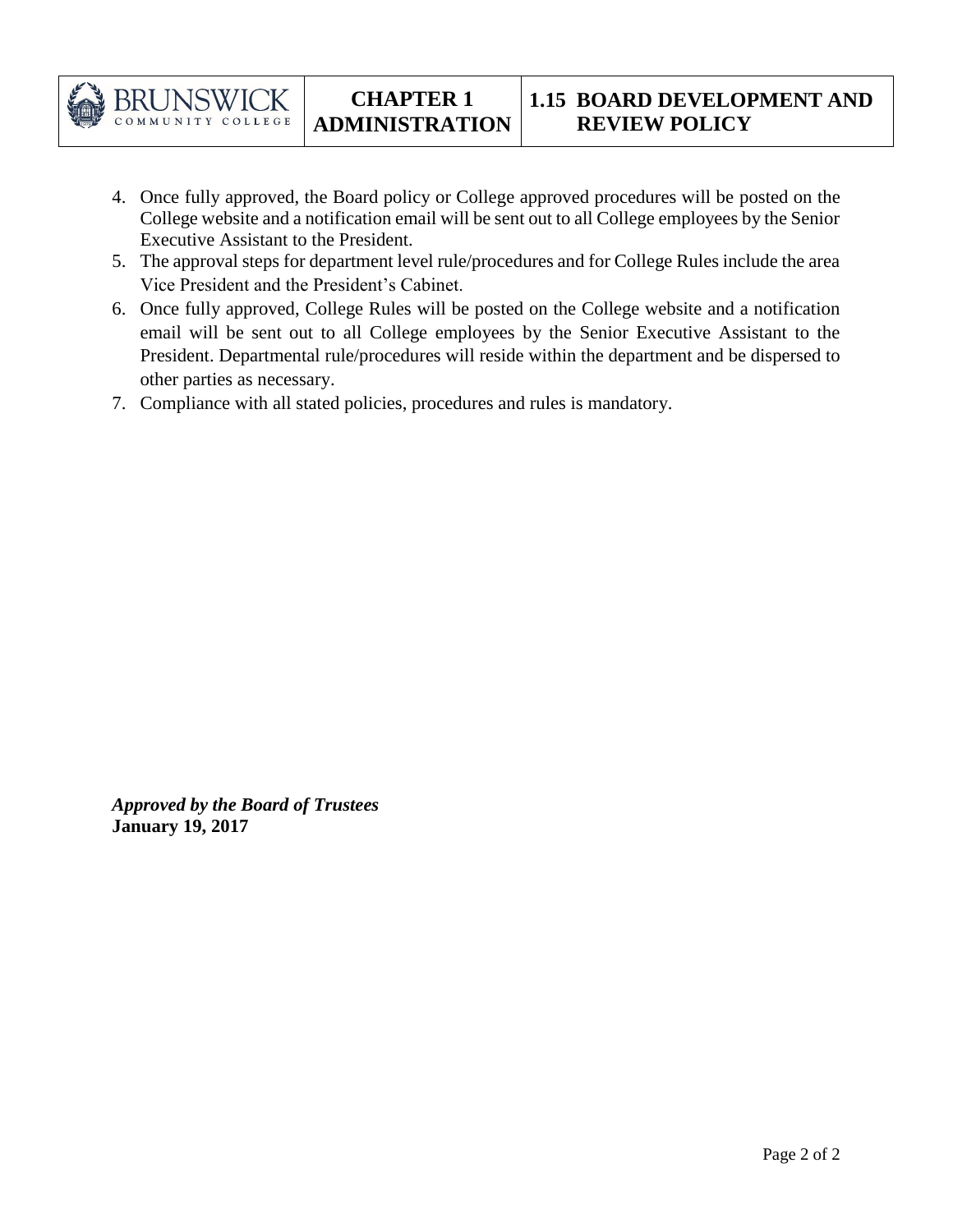4. Once fully approved, the Board policy or College approved procedures will be posted on the College website and a notification email will be sent out to all College employees by the Senior Executive Assistant to the President.
5. The approval steps for department level rule/procedures and for College Rules include the area Vice President and the President's Cabinet.
6. Once fully approved, College Rules will be posted on the College website and a notification email will be sent out to all College employees by the Senior Executive Assistant to the President. Departmental rule/procedures will reside within the department and be dispersed to other parties as necessary.
7. Compliance with all stated policies, procedures and rules is mandatory.

***Approved by the Board of Trustees***
**January 19, 2017**